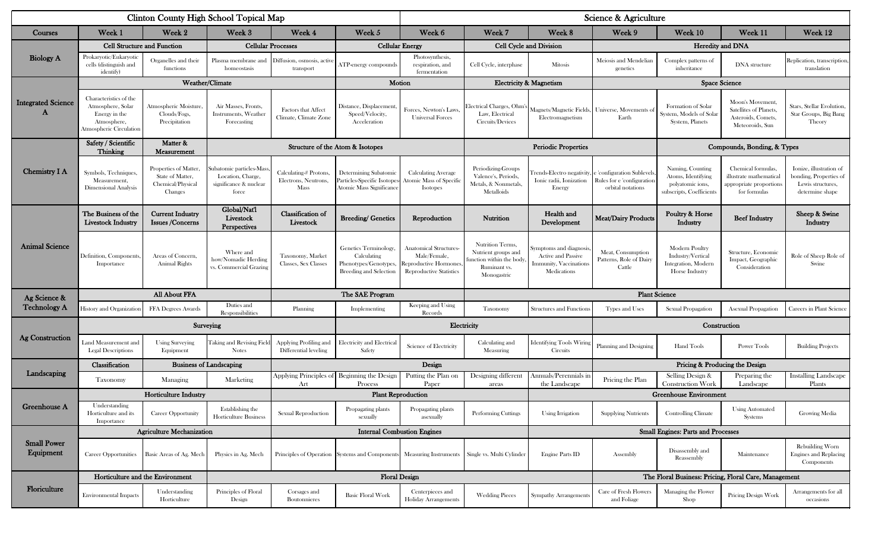# Clinton County High School Topical Map

## Science & Agriculture

| Courses | Week 1 | Week 2 | Week 3 | Week 4 | Week 5 | Week 6 | Week 7 | Week 8 | Week 9 | Week 10 | Week 11 | Week 12 |
|---|---|---|---|---|---|---|---|---|---|---|---|---|
| Biology A | **Cell Structure and Function** | | **Cellular Processes** | | **Cellular Energy** | | **Cell Cycle and Division** | | **Heredity and DNA** | | | |
| | Prokaryotic/Eukaryotic cells (distinguish and identify) | Organelles and their functions | Plasma membrane and homeostasis | Diffusion, osmosis, active transport | ATP-energy compounds | Photosynthesis, respiration, and fermentation | Cell Cycle, interphase | Mitosis | Meiosis and Mendelian genetics | Complex patterns of inheritance | DNA structure | Replication, transcription, translation |
| Integrated Science A | **Weather/Climate** | | | | **Motion** | | **Electricity & Magnetism** | | **Space Science** | | | |
| | Characteristics of the Atmosphere, Solar Energy in the Atmosphere, Atmospheric Circulation | Atmospheric Moisture, Clouds/Fogs, Precipitation | Air Masses, Fronts, Instruments, Weather Forecasting | Factors that Affect Climate, Climate Zone | Distance, Displacement, Speed/Velocity, Acceleration | Forces, Newton's Laws, Universal Forces | Electrical Charges, Ohm's Law, Electrical Circuits/Devices | Magnets/Magnetic Fields, Electromagnetism | Universe, Movements of Earth | Formation of Solar System, Models of Solar System, Planets | Moon's Movement, Satellites of Planets, Asteroids, Comets, Meteoroids, Sun | Stars, Stellar Evolution, Star Groups, Big Bang Theory |
| Chemistry I A | **Safety / Scientific Thinking** | **Matter & Measurement** | **Structure of the Atom & Isotopes** | | | | **Periodic Properties** | | | **Compounds, Bonding, & Types** | | |
| | Symbols, Techniques, Measurement, Dimensional Analysis | Properties of Matter, State of Matter, Chemical/Physical Changes | Subatomic particles-Mass, Location, Charge, significance & nuclear force | Calculating-# Protons, Electrons, Neutrons, Mass | Determining Subatomic Particles-Specific Isotopes-Atomic Mass Significance | Calculating Average Atomic Mass of Specific Isotopes | Periodizing-Groups Valence's, Periods, Metals, & Nonmetals, Metalloids | Trends-Electro negativity, Ionic radii, Ionization Energy | e 'configuration Sublevels, Rules for e 'configuration orbital notations | Naming, Counting Atoms, Identifying polyatomic ions, subscripts, Coefficients | Chemical formulas, illustrate mathematical appropriate proportions for formulas | Ionize, illustration of bonding, Properties of Lewis structures, determine shape |
| Animal Science | **The Business of the Livestock Industry** | **Current Industry Issues /Concerns** | **Global/Nat'l Livestock Perspectives** | **Classification of Livestock** | **Breeding/ Genetics** | **Reproduction** | **Nutrition** | **Health and Development** | **Meat/Dairy Products** | **Poultry & Horse Industry** | **Beef Industry** | **Sheep & Swine Industry** |
| | Definition, Components, Importance | Areas of Concern, Animal Rights | Where and how/Nomadic Herding vs. Commercial Grazing | Taxonomy, Market Classes, Sex Classes | Genetics Terminology, Calculating Phenotypes/Genotypes, Breeding and Selection | Anatomical Structures-Male/Female, Reproductive Hormones, Reproductive Statistics | Nutrition Terms, Nutrient groups and function within the body, Ruminant vs. Monogastric | Symptoms and diagnosis, Active and Passive Immunity, Vaccinations Medications | Meat, Consumption Patterns, Role of Dairy Cattle | Modern Poultry Industry/Vertical Integration, Modern Horse Industry | Structure, Economic Impact, Geographic Consideration | Role of Sheep Role of Swine |
| Ag Science & Technology A | **All About FFA** | | | **The SAE Program** | | | **Plant Science** | | | | | |
| | History and Organization | FFA Degrees Awards | Duties and Responsibilities | Planning | Implementing | Keeping and Using Records | Taxonomy | Structures and Functions | Types and Uses | Sexual Propagation | Asexual Propagation | Careers in Plant Science |
| Ag Construction | **Surveying** | | | | **Electricity** | | | | **Construction** | | | |
| | Land Measurement and Legal Descriptions | Using Surveying Equipment | Taking and Revising Field Notes | Applying Profiling and Differential leveling | Electricity and Electrical Safety | Science of Electricity | Calculating and Measuring | Identifying Tools Wiring Circuits | Planning and Designing | Hand Tools | Power Tools | Building Projects |
| Landscaping | **Classification** | **Business of Landscaping** | | **Design** | | | | | **Pricing & Producing the Design** | | | |
| | Taxonomy | Managing | Marketing | Applying Principles of Art | Beginning the Design Process | Putting the Plan on Paper | Designing different areas | Annuals/Perennials in the Landscape | Pricing the Plan | Selling Design & Construction Work | Preparing the Landscape | Installing Landscape Plants |
| Greenhouse A | **Horticulture Industry** | | | **Plant Reproduction** | | | | **Greenhouse Environment** | | | | |
| | Understanding Horticulture and its Importance | Career Opportunity | Establishing the Horticulture Business | Sexual Reproduction | Propagating plants sexually | Propagating plants asexually | Performing Cuttings | Using Irrigation | Supplying Nutrients | Controlling Climate | Using Automated Systems | Growing Media |
| Small Power Equipment | **Agriculture Mechanization** | | | **Internal Combustion Engines** | | | | **Small Engines: Parts and Processes** | | | | |
| | Career Opportunities | Basic Areas of Ag. Mech | Physics in Ag. Mech | Principles of Operation | Systems and Components | Measuring Instruments | Single vs. Multi Cylinder | Engine Parts ID | Assembly | Disassembly and Reassembly | Maintenance | Rebuilding Worn Engines and Replacing Components |
| Floriculture | **Horticulture and the Environment** | | **Floral Design** | | | | | | **The Floral Business: Pricing, Floral Care, Management** | | | |
| | Environmental Impacts | Understanding Horticulture | Principles of Floral Design | Corsages and Boutonnieres | Basic Floral Work | Centerpieces and Holiday Arrangements | Wedding Pieces | Sympathy Arrangements | Care of Fresh Flowers and Foliage | Managing the Flower Shop | Pricing Design Work | Arrangements for all occasions |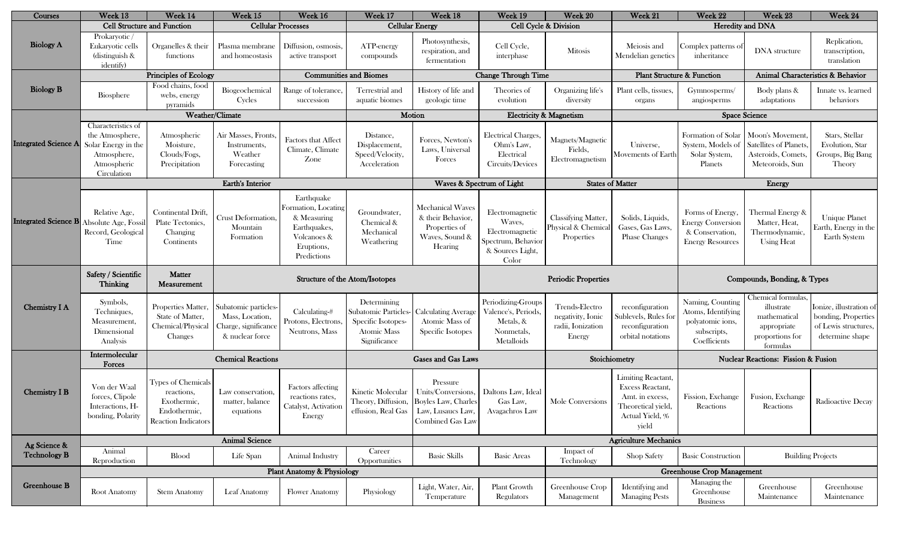| Courses | Week 13 | Week 14 | Week 15 | Week 16 | Week 17 | Week 18 | Week 19 | Week 20 | Week 21 | Week 22 | Week 23 | Week 24 |
|---|---|---|---|---|---|---|---|---|---|---|---|---|
| Biology A | **Cell Structure and Function** | | **Cellular Processes** | | **Cellular Energy** | | **Cell Cycle & Division** | | **Heredity and DNA** | | | |
| | Prokaryotic / Eukaryotic cells (distinguish & identify) | Organelles & their functions | Plasma membrane and homeostasis | Diffusion, osmosis, active transport | ATP-energy compounds | Photosynthesis, respiration, and fermentation | Cell Cycle, interphase | Mitosis | Meiosis and Mendelian genetics | Complex patterns of inheritance | DNA structure | Replication, transcription, translation |
| Biology B | **Principles of Ecology** | | | **Communities and Biomes** | | **Change Through Time** | | | **Plant Structure & Function** | | **Animal Characteristics & Behavior** | |
| | Biosphere | Food chains, food webs, energy pyramids | Biogeochemical Cycles | Range of tolerance, succession | Terrestrial and aquatic biomes | History of life and geologic time | Theories of evolution | Organizing life's diversity | Plant cells, tissues, organs | Gymnosperms/ angiosperms | Body plans & adaptations | Innate vs. learned behaviors |
| Integrated Science A | **Weather/Climate** | | | | **Motion** | | **Electricity & Magnetism** | | **Space Science** | | | |
| | Characteristics of the Atmosphere, Solar Energy in the Atmosphere, Atmospheric Circulation | Atmospheric Moisture, Clouds/Fogs, Precipitation | Air Masses, Fronts, Instruments, Weather Forecasting | Factors that Affect Climate, Climate Zone | Distance, Displacement, Speed/Velocity, Acceleration | Forces, Newton's Laws, Universal Forces | Electrical Charges, Ohm's Law, Electrical Circuits/Devices | Magnets/Magnetic Fields, Electromagnetism | Universe, Movements of Earth | Formation of Solar System, Models of Solar System, Planets | Moon's Movement, Satellites of Planets, Asteroids, Comets, Meteoroids, Sun | Stars, Stellar Evolution, Star Groups, Big Bang Theory |
| Integrated Science B | **Earth's Interior** | | | | | **Waves & Spectrum of Light** | | **States of Matter** | | **Energy** | | |
| | Relative Age, Absolute Age, Fossil Record, Geological Time | Continental Drift, Plate Tectonics, Changing Continents | Crust Deformation, Mountain Formation | Earthquake Formation, Locating & Measuring Earthquakes, Volcanoes & Eruptions, Predictions | Groundwater, Chemical & Mechanical Weathering | Mechanical Waves & their Behavior, Properties of Waves, Sound & Hearing | Electromagnetic Waves, Electromagnetic Spectrum, Behavior & Sources Light, Color | Classifying Matter, Physical & Chemical Properties | Solids, Liquids, Gases, Gas Laws, Phase Changes | Forms of Energy, Energy Conversion & Conservation, Energy Resources | Thermal Energy & Matter, Heat, Thermodynamic, Using Heat | Unique Planet Earth, Energy in the Earth System |
| Chemistry I A | **Safety / Scientific Thinking** | **Matter Measurement** | **Structure of the Atom/Isotopes** | | | | **Periodic Properties** | | | **Compounds, Bonding, & Types** | | |
| | Symbols, Techniques, Measurement, Dimensional Analysis | Properties Matter, State of Matter, Chemical/Physical Changes | Subatomic particles-Mass, Location, Charge, significance & nuclear force | Calculating-# Protons, Electrons, Neutrons, Mass | Determining Subatomic Particles-Specific Isotopes-Atomic Mass Significance | Calculating Average Atomic Mass of Specific Isotopes | Periodizing-Groups Valence's, Periods, Metals, & Nonmetals, Metalloids | Trends-Electro negativity, Ionic radii, Ionization Energy | reconfiguration Sublevels, Rules for reconfiguration orbital notations | Naming, Counting Atoms, Identifying polyatomic ions, subscripts, Coefficients | Chemical formulas, illustrate mathematical appropriate proportions for formulas | Ionize, illustration of bonding, Properties of Lewis structures, determine shape |
| Chemistry I B | **Intermolecular Forces** | **Chemical Reactions** | | | **Gases and Gas Laws** | | | **Stoichiometry** | | **Nuclear Reactions: Fission & Fusion** | | |
| | Von der Waal forces, Clipole Interactions, H-bonding, Polarity | Types of Chemicals reactions, Exothermic, Endothermic, Reaction Indicators | Law conservation, matter, balance equations | Factors affecting reactions rates, Catalyst, Activation Energy | Kinetic Molecular Theory, Diffusion, effusion, Real Gas | Pressure Units/Conversions, Boyles Law, Charles Law, Lusaucs Law, Combined Gas Law | Daltons Law, Ideal Gas Law, Avagachros Law | Mole Conversions | Limiting Reactant, Excess Reactant, Amt. in excess, Theoretical yield, Actual Yield, % yield | Fission, Exchange Reactions | Fusion, Exchange Reactions | Radioactive Decay |
| Ag Science & Technology B | **Animal Science** | | | | | **Agriculture Mechanics** | | | | | | |
| | Animal Reproduction | Blood | Life Span | Animal Industry | Career Opportunities | Basic Skills | Basic Areas | Impact of Technology | Shop Safety | Basic Construction | Building Projects | |
| Greenhouse B | **Plant Anatomy & Physiology** | | | | | | | **Greenhouse Crop Management** | | | | |
| | Root Anatomy | Stem Anatomy | Leaf Anatomy | Flower Anatomy | Physiology | Light, Water, Air, Temperature | Plant Growth Regulators | Greenhouse Crop Management | Identifying and Managing Pests | Managing the Greenhouse Business | Greenhouse Maintenance | Greenhouse Maintenance |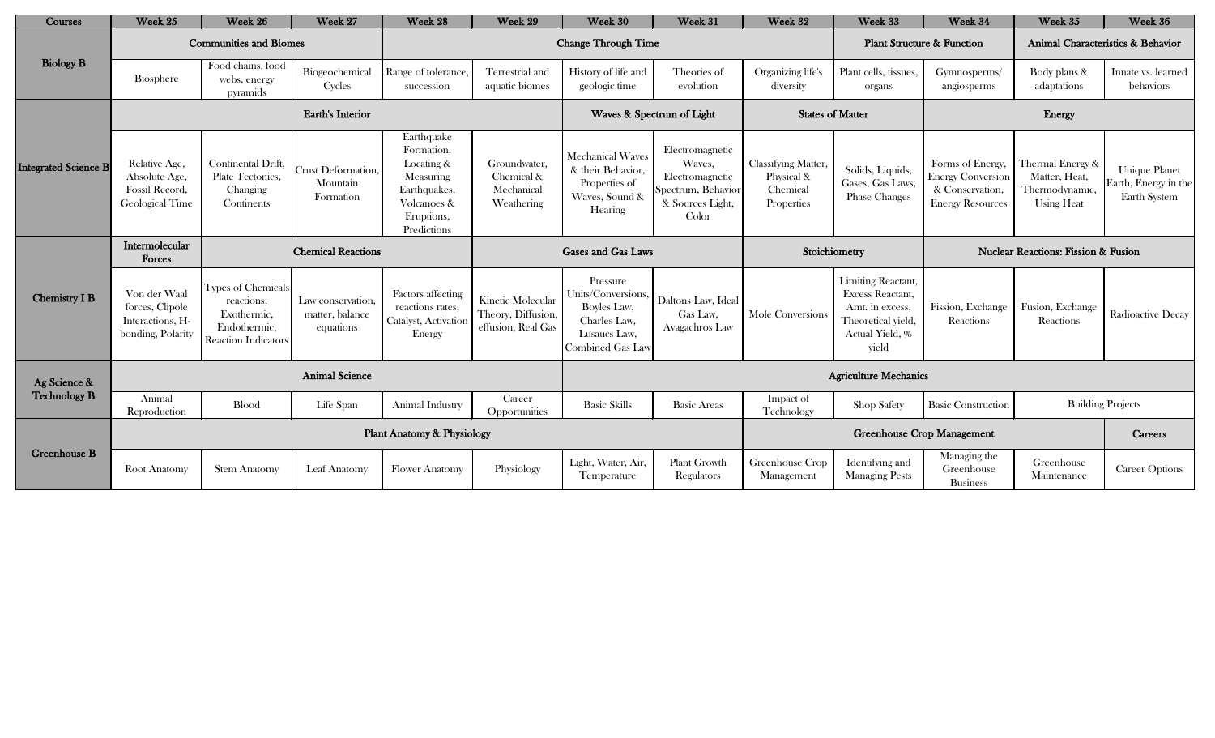| Courses | Week 25 | Week 26 | Week 27 | Week 28 | Week 29 | Week 30 | Week 31 | Week 32 | Week 33 | Week 34 | Week 35 | Week 36 |
|---|---|---|---|---|---|---|---|---|---|---|---|---|
| Biology B | Communities and Biomes | | | Change Through Time | | | | | Plant Structure & Function | | Animal Characteristics & Behavior | |
| | Biosphere | Food chains, food webs, energy pyramids | Biogeochemical Cycles | Range of tolerance, succession | Terrestrial and aquatic biomes | History of life and geologic time | Theories of evolution | Organizing life's diversity | Plant cells, tissues, organs | Gymnosperms/ angiosperms | Body plans & adaptations | Innate vs. learned behaviors |
| Integrated Science B | Earth's Interior | | | | | Waves & Spectrum of Light | | States of Matter | | Energy | | |
| | Relative Age, Absolute Age, Fossil Record, Geological Time | Continental Drift, Plate Tectonics, Changing Continents | Crust Deformation, Mountain Formation | Earthquake Formation, Locating & Measuring Earthquakes, Volcanoes & Eruptions, Predictions | Groundwater, Chemical & Mechanical Weathering | Mechanical Waves & their Behavior, Properties of Waves, Sound & Hearing | Electromagnetic Waves, Electromagnetic Spectrum, Behavior & Sources Light, Color | Classifying Matter, Physical & Chemical Properties | Solids, Liquids, Gases, Gas Laws, Phase Changes | Forms of Energy, Energy Conversion & Conservation, Energy Resources | Thermal Energy & Matter, Heat, Thermodynamic, Using Heat | Unique Planet Earth, Energy in the Earth System |
| Chemistry I B | Intermolecular Forces | Chemical Reactions | | | Gases and Gas Laws | | | Stoichiometry | | Nuclear Reactions: Fission & Fusion | | |
| | Von der Waal forces, Clipole Interactions, H-bonding, Polarity | Types of Chemicals reactions, Exothermic, Endothermic, Reaction Indicators | Law conservation, matter, balance equations | Factors affecting reactions rates, Catalyst, Activation Energy | Kinetic Molecular Theory, Diffusion, effusion, Real Gas | Pressure Units/Conversions, Boyles Law, Charles Law, Lusaucs Law, Combined Gas Law | Daltons Law, Ideal Gas Law, Avagachros Law | Mole Conversions | Limiting Reactant, Excess Reactant, Amt. in excess, Theoretical yield, Actual Yield, % yield | Fission, Exchange Reactions | Fusion, Exchange Reactions | Radioactive Decay |
| Ag Science & Technology B | Animal Science | | | | | Agriculture Mechanics | | | | | | |
| | Animal Reproduction | Blood | Life Span | Animal Industry | Career Opportunities | Basic Skills | Basic Areas | Impact of Technology | Shop Safety | Basic Construction | Building Projects | |
| Greenhouse B | Plant Anatomy & Physiology | | | | | | | Greenhouse Crop Management | | | | Careers |
| | Root Anatomy | Stem Anatomy | Leaf Anatomy | Flower Anatomy | Physiology | Light, Water, Air, Temperature | Plant Growth Regulators | Greenhouse Crop Management | Identifying and Managing Pests | Managing the Greenhouse Business | Greenhouse Maintenance | Career Options |